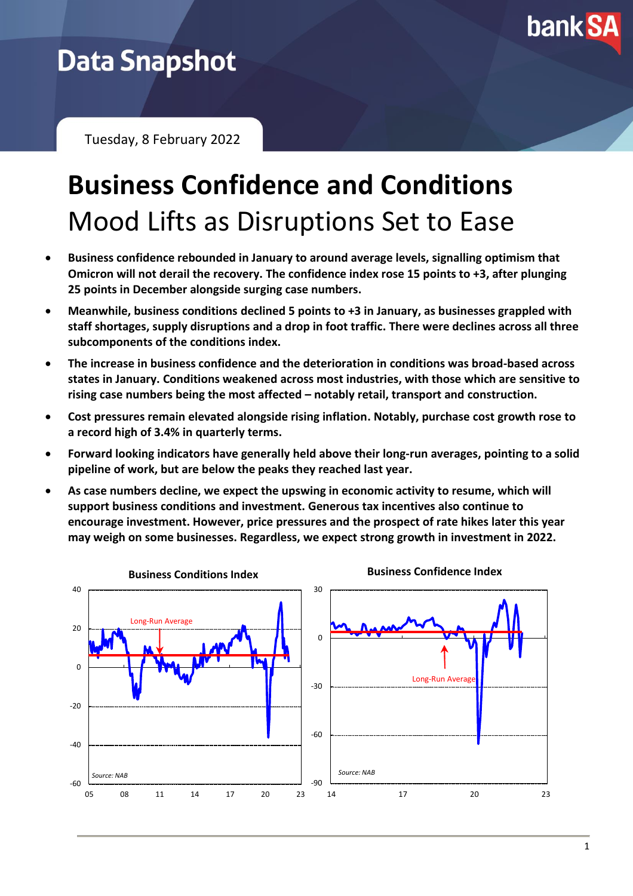# Data Snapshot

Tuesday, 8 February 2022

# Business Confidence and Conditions

## Mood Lifts as Disruptions Set to Ease

- **Business confidence rebounded in January to around average levels, signalling optimism that Omicron will not derail the recovery. The confidence index rose 15 points to +3, after plunging 25 points in December alongside surging case numbers.**
- **Meanwhile, business conditions declined 5 points to +3 in January, as businesses grappled with staff shortages, supply disruptions and a drop in foot traffic. There were declines across all three subcomponents of the conditions index.**
- **The increase in business confidence and the deterioration in conditions was broad-based across states in January. Conditions weakened across most industries, with those which are sensitive to rising case numbers being the most affected – notably retail, transport and construction.**
- **Cost pressures remain elevated alongside rising inflation. Notably, purchase cost growth rose to a record high of 3.4% in quarterly terms.**
- **Forward looking indicators have generally held above their long-run averages, pointing to a solid pipeline of work, but are below the peaks they reached last year.**
- **As case numbers decline, we expect the upswing in economic activity to resume, which will support business conditions and investment. Generous tax incentives also continue to encourage investment. However, price pressures and the prospect of rate hikes later this year may weigh on some businesses. Regardless, we expect strong growth in investment in 2022.**

**Business Conditions Index**

Long-Run Average

Source: NAB

**Business Confidence Index**

Long-Run Average

Source: NAB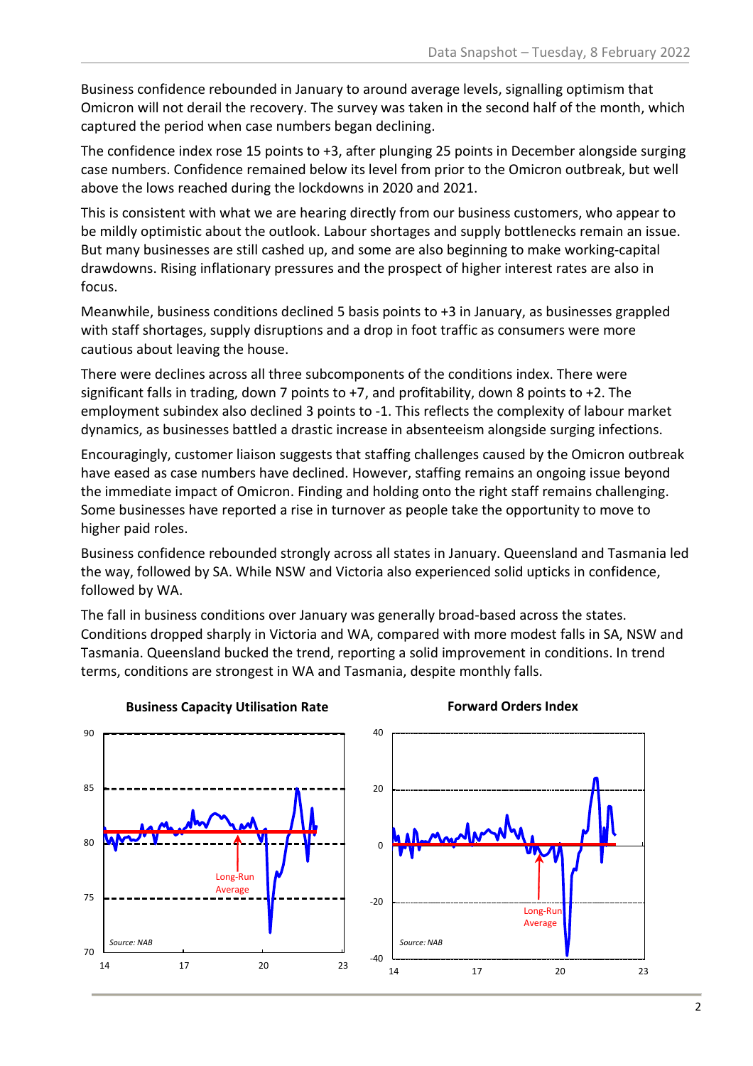Business confidence rebounded in January to around average levels, signalling optimism that Omicron will not derail the recovery. The survey was taken in the second half of the month, which captured the period when case numbers began declining.

The confidence index rose 15 points to +3, after plunging 25 points in December alongside surging case numbers. Confidence remained below its level from prior to the Omicron outbreak, but well above the lows reached during the lockdowns in 2020 and 2021.

This is consistent with what we are hearing directly from our business customers, who appear to be mildly optimistic about the outlook. Labour shortages and supply bottlenecks remain an issue. But many businesses are still cashed up, and some are also beginning to make working-capital drawdowns. Rising inflationary pressures and the prospect of higher interest rates are also in focus.

Meanwhile, business conditions declined 5 basis points to +3 in January, as businesses grappled with staff shortages, supply disruptions and a drop in foot traffic as consumers were more cautious about leaving the house.

There were declines across all three subcomponents of the conditions index. There were significant falls in trading, down 7 points to +7, and profitability, down 8 points to +2. The employment subindex also declined 3 points to -1. This reflects the complexity of labour market dynamics, as businesses battled a drastic increase in absenteeism alongside surging infections.

Encouragingly, customer liaison suggests that staffing challenges caused by the Omicron outbreak have eased as case numbers have declined. However, staffing remains an ongoing issue beyond the immediate impact of Omicron. Finding and holding onto the right staff remains challenging. Some businesses have reported a rise in turnover as people take the opportunity to move to higher paid roles.

Business confidence rebounded strongly across all states in January. Queensland and Tasmania led the way, followed by SA. While NSW and Victoria also experienced solid upticks in confidence, followed by WA.

The fall in business conditions over January was generally broad-based across the states. Conditions dropped sharply in Victoria and WA, compared with more modest falls in SA, NSW and Tasmania. Queensland bucked the trend, reporting a solid improvement in conditions. In trend terms, conditions are strongest in WA and Tasmania, despite monthly falls.

**Business Capacity Utilisation Rate**

Long-Run Average

Source: NAB

**Forward Orders Index**

Long-Run Average

Source: NAB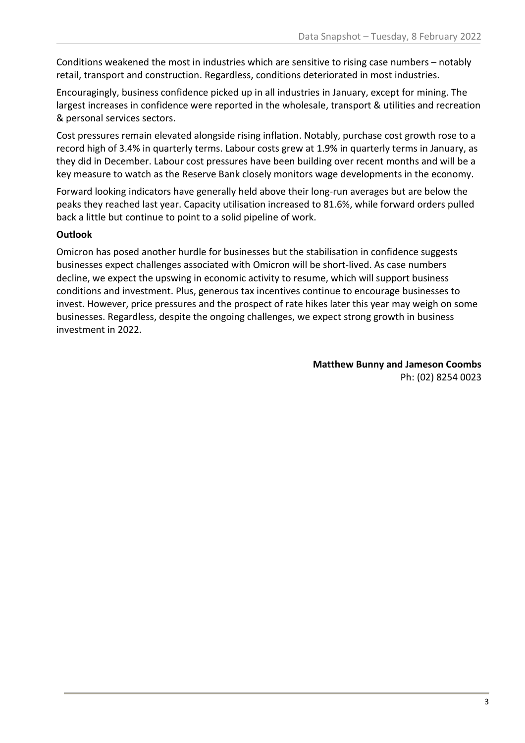Conditions weakened the most in industries which are sensitive to rising case numbers – notably retail, transport and construction. Regardless, conditions deteriorated in most industries.

Encouragingly, business confidence picked up in all industries in January, except for mining. The largest increases in confidence were reported in the wholesale, transport & utilities and recreation & personal services sectors.

Cost pressures remain elevated alongside rising inflation. Notably, purchase cost growth rose to a record high of 3.4% in quarterly terms. Labour costs grew at 1.9% in quarterly terms in January, as they did in December. Labour cost pressures have been building over recent months and will be a key measure to watch as the Reserve Bank closely monitors wage developments in the economy.

Forward looking indicators have generally held above their long-run averages but are below the peaks they reached last year. Capacity utilisation increased to 81.6%, while forward orders pulled back a little but continue to point to a solid pipeline of work.

**Outlook**

Omicron has posed another hurdle for businesses but the stabilisation in confidence suggests businesses expect challenges associated with Omicron will be short-lived. As case numbers decline, we expect the upswing in economic activity to resume, which will support business conditions and investment. Plus, generous tax incentives continue to encourage businesses to invest. However, price pressures and the prospect of rate hikes later this year may weigh on some businesses. Regardless, despite the ongoing challenges, we expect strong growth in business investment in 2022.

**Matthew Bunny and Jameson Coombs**
Ph: (02) 8254 0023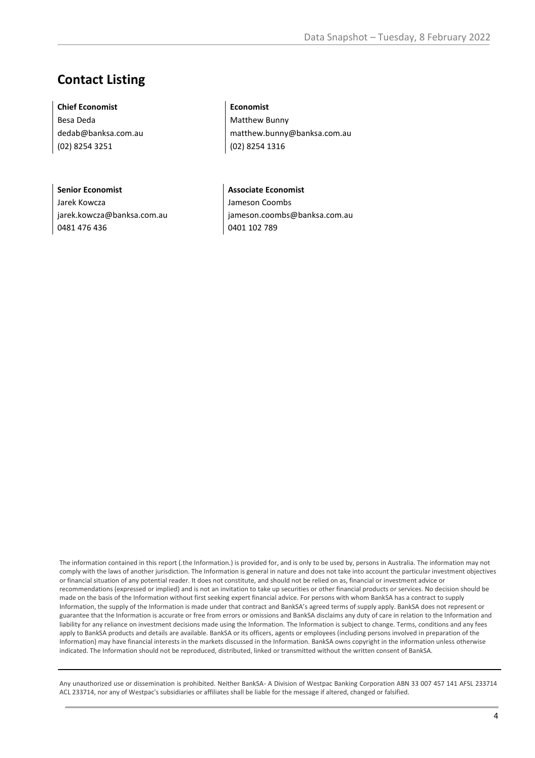## Contact Listing

**Chief Economist**
Besa Deda
dedab@banksa.com.au
(02) 8254 3251

**Economist**
Matthew Bunny
matthew.bunny@banksa.com.au
(02) 8254 1316

**Senior Economist**
Jarek Kowcza
jarek.kowcza@banksa.com.au
0481 476 436

**Associate Economist**
Jameson Coombs
jameson.coombs@banksa.com.au
0401 102 789

The information contained in this report (.the Information.) is provided for, and is only to be used by, persons in Australia. The information may not comply with the laws of another jurisdiction. The Information is general in nature and does not take into account the particular investment objectives or financial situation of any potential reader. It does not constitute, and should not be relied on as, financial or investment advice or recommendations (expressed or implied) and is not an invitation to take up securities or other financial products or services. No decision should be made on the basis of the Information without first seeking expert financial advice. For persons with whom BankSA has a contract to supply Information, the supply of the Information is made under that contract and BankSA's agreed terms of supply apply. BankSA does not represent or guarantee that the Information is accurate or free from errors or omissions and BankSA disclaims any duty of care in relation to the Information and liability for any reliance on investment decisions made using the Information. The Information is subject to change. Terms, conditions and any fees apply to BankSA products and details are available. BankSA or its officers, agents or employees (including persons involved in preparation of the Information) may have financial interests in the markets discussed in the Information. BankSA owns copyright in the information unless otherwise indicated. The Information should not be reproduced, distributed, linked or transmitted without the written consent of BankSA.

Any unauthorized use or dissemination is prohibited. Neither BankSA- A Division of Westpac Banking Corporation ABN 33 007 457 141 AFSL 233714 ACL 233714, nor any of Westpac's subsidiaries or affiliates shall be liable for the message if altered, changed or falsified.